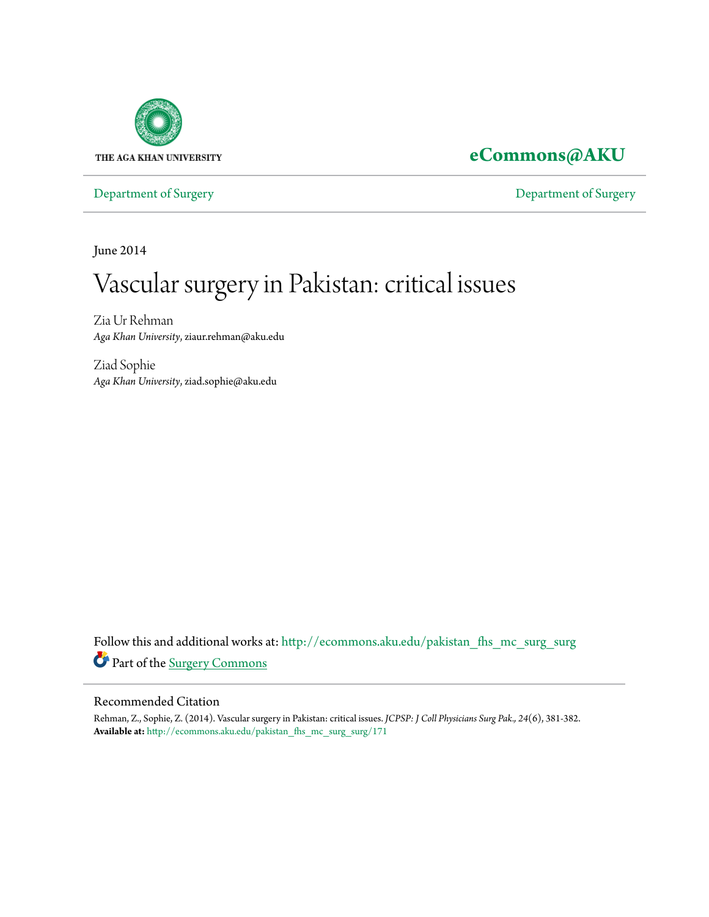THE AGA KHAN UNIVERSITY

**eCommons@AKU**

Department of Surgery | Department of Surgery

June 2014

# Vascular surgery in Pakistan: critical issues

Zia Ur Rehman
*Aga Khan University*, ziaur.rehman@aku.edu

Ziad Sophie
*Aga Khan University*, ziad.sophie@aku.edu

Follow this and additional works at: http://ecommons.aku.edu/pakistan_fhs_mc_surg_surg

Part of the Surgery Commons

## Recommended Citation

Rehman, Z., Sophie, Z. (2014). Vascular surgery in Pakistan: critical issues. *JCPSP: J Coll Physicians Surg Pak., 24*(6), 381-382.
**Available at:** http://ecommons.aku.edu/pakistan_fhs_mc_surg_surg/171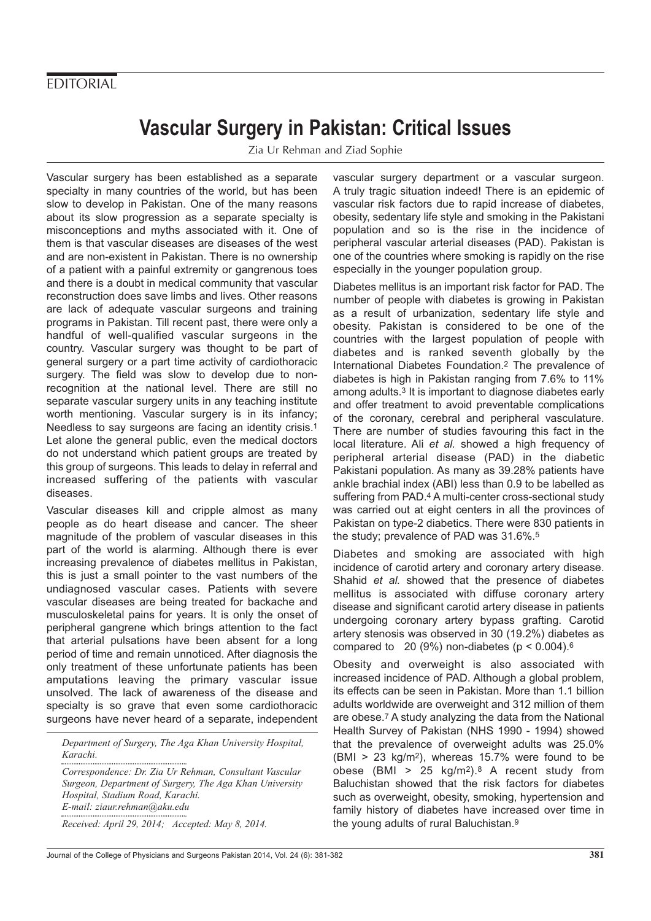EDITORIAL

# Vascular Surgery in Pakistan: Critical Issues

Zia Ur Rehman and Ziad Sophie

Vascular surgery has been established as a separate specialty in many countries of the world, but has been slow to develop in Pakistan. One of the many reasons about its slow progression as a separate specialty is misconceptions and myths associated with it. One of them is that vascular diseases are diseases of the west and are non-existent in Pakistan. There is no ownership of a patient with a painful extremity or gangrenous toes and there is a doubt in medical community that vascular reconstruction does save limbs and lives. Other reasons are lack of adequate vascular surgeons and training programs in Pakistan. Till recent past, there were only a handful of well-qualified vascular surgeons in the country. Vascular surgery was thought to be part of general surgery or a part time activity of cardiothoracic surgery. The field was slow to develop due to non-recognition at the national level. There are still no separate vascular surgery units in any teaching institute worth mentioning. Vascular surgery is in its infancy; Needless to say surgeons are facing an identity crisis.[1] Let alone the general public, even the medical doctors do not understand which patient groups are treated by this group of surgeons. This leads to delay in referral and increased suffering of the patients with vascular diseases.

Vascular diseases kill and cripple almost as many people as do heart disease and cancer. The sheer magnitude of the problem of vascular diseases in this part of the world is alarming. Although there is ever increasing prevalence of diabetes mellitus in Pakistan, this is just a small pointer to the vast numbers of the undiagnosed vascular cases. Patients with severe vascular diseases are being treated for backache and musculoskeletal pains for years. It is only the onset of peripheral gangrene which brings attention to the fact that arterial pulsations have been absent for a long period of time and remain unnoticed. After diagnosis the only treatment of these unfortunate patients has been amputations leaving the primary vascular issue unsolved. The lack of awareness of the disease and specialty is so grave that even some cardiothoracic surgeons have never heard of a separate, independent vascular surgery department or a vascular surgeon. A truly tragic situation indeed! There is an epidemic of vascular risk factors due to rapid increase of diabetes, obesity, sedentary life style and smoking in the Pakistani population and so is the rise in the incidence of peripheral vascular arterial diseases (PAD). Pakistan is one of the countries where smoking is rapidly on the rise especially in the younger population group.

Diabetes mellitus is an important risk factor for PAD. The number of people with diabetes is growing in Pakistan as a result of urbanization, sedentary life style and obesity. Pakistan is considered to be one of the countries with the largest population of people with diabetes and is ranked seventh globally by the International Diabetes Foundation.[2] The prevalence of diabetes is high in Pakistan ranging from 7.6% to 11% among adults.[3] It is important to diagnose diabetes early and offer treatment to avoid preventable complications of the coronary, cerebral and peripheral vasculature. There are number of studies favouring this fact in the local literature. Ali *et al.* showed a high frequency of peripheral arterial disease (PAD) in the diabetic Pakistani population. As many as 39.28% patients have ankle brachial index (ABI) less than 0.9 to be labelled as suffering from PAD.[4] A multi-center cross-sectional study was carried out at eight centers in all the provinces of Pakistan on type-2 diabetics. There were 830 patients in the study; prevalence of PAD was 31.6%.[5]

Diabetes and smoking are associated with high incidence of carotid artery and coronary artery disease. Shahid *et al.* showed that the presence of diabetes mellitus is associated with diffuse coronary artery disease and significant carotid artery disease in patients undergoing coronary artery bypass grafting. Carotid artery stenosis was observed in 30 (19.2%) diabetes as compared to 20 (9%) non-diabetes ($p < 0.004$).[6]

Obesity and overweight is also associated with increased incidence of PAD. Although a global problem, its effects can be seen in Pakistan. More than 1.1 billion adults worldwide are overweight and 312 million of them are obese.[7] A study analyzing the data from the National Health Survey of Pakistan (NHS 1990 - 1994) showed that the prevalence of overweight adults was 25.0% (BMI > 23 kg/m$^2$), whereas 15.7% were found to be obese (BMI > 25 kg/m$^2$).[8] A recent study from Baluchistan showed that the risk factors for diabetes such as overweight, obesity, smoking, hypertension and family history of diabetes have increased over time in the young adults of rural Baluchistan.[9]

*Department of Surgery, The Aga Khan University Hospital, Karachi.*

*Correspondence: Dr. Zia Ur Rehman, Consultant Vascular Surgeon, Department of Surgery, The Aga Khan University Hospital, Stadium Road, Karachi.*
*E-mail: ziaur.rehman@aku.edu*

*Received: April 29, 2014; Accepted: May 8, 2014.*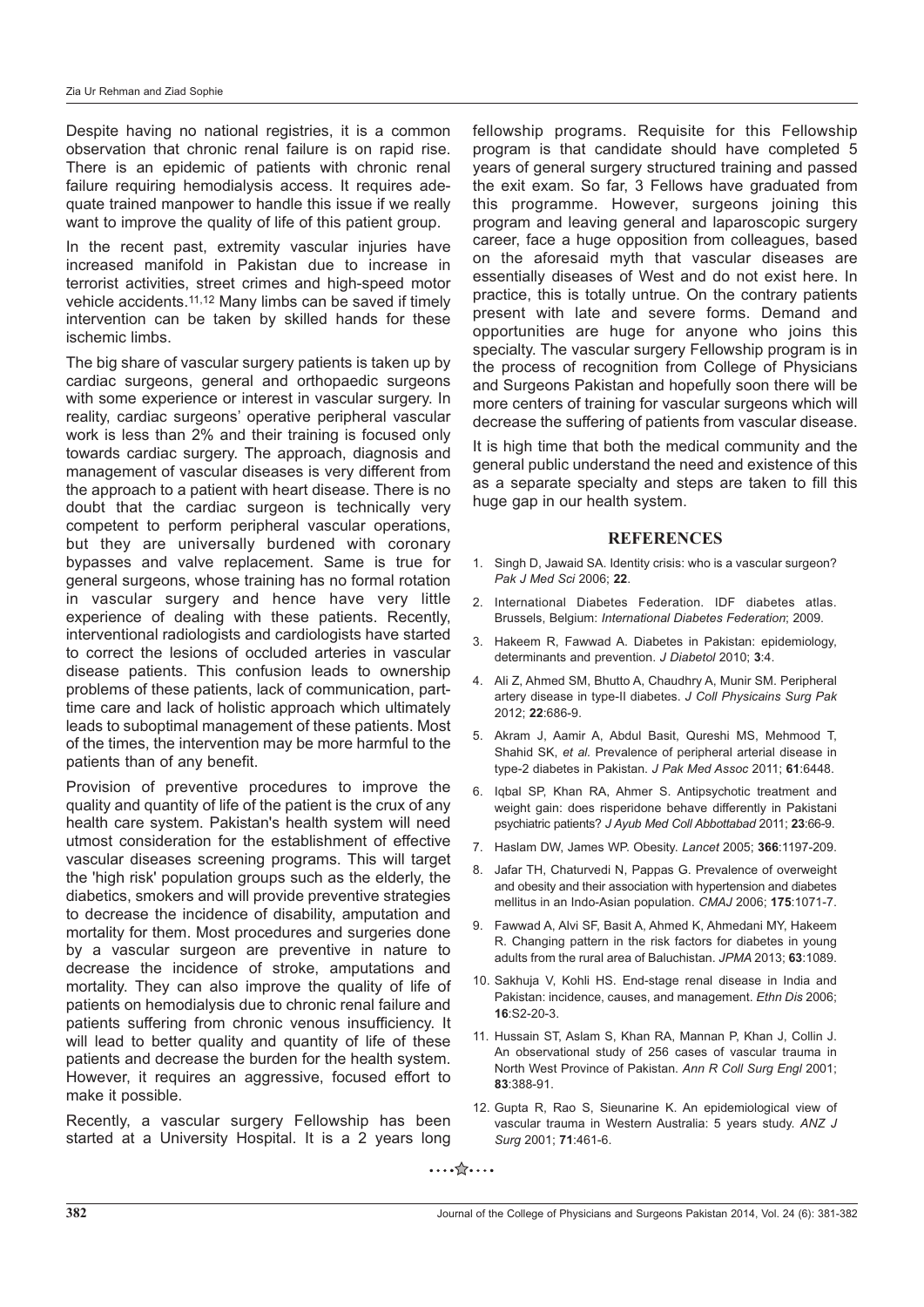Despite having no national registries, it is a common observation that chronic renal failure is on rapid rise. There is an epidemic of patients with chronic renal failure requiring hemodialysis access. It requires adequate trained manpower to handle this issue if we really want to improve the quality of life of this patient group.

In the recent past, extremity vascular injuries have increased manifold in Pakistan due to increase in terrorist activities, street crimes and high-speed motor vehicle accidents.[11,12] Many limbs can be saved if timely intervention can be taken by skilled hands for these ischemic limbs.

The big share of vascular surgery patients is taken up by cardiac surgeons, general and orthopaedic surgeons with some experience or interest in vascular surgery. In reality, cardiac surgeons' operative peripheral vascular work is less than 2% and their training is focused only towards cardiac surgery. The approach, diagnosis and management of vascular diseases is very different from the approach to a patient with heart disease. There is no doubt that the cardiac surgeon is technically very competent to perform peripheral vascular operations, but they are universally burdened with coronary bypasses and valve replacement. Same is true for general surgeons, whose training has no formal rotation in vascular surgery and hence have very little experience of dealing with these patients. Recently, interventional radiologists and cardiologists have started to correct the lesions of occluded arteries in vascular disease patients. This confusion leads to ownership problems of these patients, lack of communication, part-time care and lack of holistic approach which ultimately leads to suboptimal management of these patients. Most of the times, the intervention may be more harmful to the patients than of any benefit.

Provision of preventive procedures to improve the quality and quantity of life of the patient is the crux of any health care system. Pakistan's health system will need utmost consideration for the establishment of effective vascular diseases screening programs. This will target the 'high risk' population groups such as the elderly, the diabetics, smokers and will provide preventive strategies to decrease the incidence of disability, amputation and mortality for them. Most procedures and surgeries done by a vascular surgeon are preventive in nature to decrease the incidence of stroke, amputations and mortality. They can also improve the quality of life of patients on hemodialysis due to chronic renal failure and patients suffering from chronic venous insufficiency. It will lead to better quality and quantity of life of these patients and decrease the burden for the health system. However, it requires an aggressive, focused effort to make it possible.

Recently, a vascular surgery Fellowship has been started at a University Hospital. It is a 2 years long fellowship programs. Requisite for this Fellowship program is that candidate should have completed 5 years of general surgery structured training and passed the exit exam. So far, 3 Fellows have graduated from this programme. However, surgeons joining this program and leaving general and laparoscopic surgery career, face a huge opposition from colleagues, based on the aforesaid myth that vascular diseases are essentially diseases of West and do not exist here. In practice, this is totally untrue. On the contrary patients present with late and severe forms. Demand and opportunities are huge for anyone who joins this specialty. The vascular surgery Fellowship program is in the process of recognition from College of Physicians and Surgeons Pakistan and hopefully soon there will be more centers of training for vascular surgeons which will decrease the suffering of patients from vascular disease.

It is high time that both the medical community and the general public understand the need and existence of this as a separate specialty and steps are taken to fill this huge gap in our health system.

## REFERENCES

1. Singh D, Jawaid SA. Identity crisis: who is a vascular surgeon? *Pak J Med Sci* 2006; **22**.
2. International Diabetes Federation. IDF diabetes atlas. Brussels, Belgium: *International Diabetes Federation*; 2009.
3. Hakeem R, Fawwad A. Diabetes in Pakistan: epidemiology, determinants and prevention. *J Diabetol* 2010; **3**:4.
4. Ali Z, Ahmed SM, Bhutto A, Chaudhry A, Munir SM. Peripheral artery disease in type-II diabetes. *J Coll Physicains Surg Pak* 2012; **22**:686-9.
5. Akram J, Aamir A, Abdul Basit, Qureshi MS, Mehmood T, Shahid SK, *et al*. Prevalence of peripheral arterial disease in type-2 diabetes in Pakistan. *J Pak Med Assoc* 2011; **61**:6448.
6. Iqbal SP, Khan RA, Ahmer S. Antipsychotic treatment and weight gain: does risperidone behave differently in Pakistani psychiatric patients? *J Ayub Med Coll Abbottabad* 2011; **23**:66-9.
7. Haslam DW, James WP. Obesity. *Lancet* 2005; **366**:1197-209.
8. Jafar TH, Chaturvedi N, Pappas G. Prevalence of overweight and obesity and their association with hypertension and diabetes mellitus in an Indo-Asian population. *CMAJ* 2006; **175**:1071-7.
9. Fawwad A, Alvi SF, Basit A, Ahmed K, Ahmedani MY, Hakeem R. Changing pattern in the risk factors for diabetes in young adults from the rural area of Baluchistan. *JPMA* 2013; **63**:1089.
10. Sakhuja V, Kohli HS. End-stage renal disease in India and Pakistan: incidence, causes, and management. *Ethn Dis* 2006; **16**:S2-20-3.
11. Hussain ST, Aslam S, Khan RA, Mannan P, Khan J, Collin J. An observational study of 256 cases of vascular trauma in North West Province of Pakistan. *Ann R Coll Surg Engl* 2001; **83**:388-91.
12. Gupta R, Rao S, Sieunarine K. An epidemiological view of vascular trauma in Western Australia: 5 years study. *ANZ J Surg* 2001; **71**:461-6.